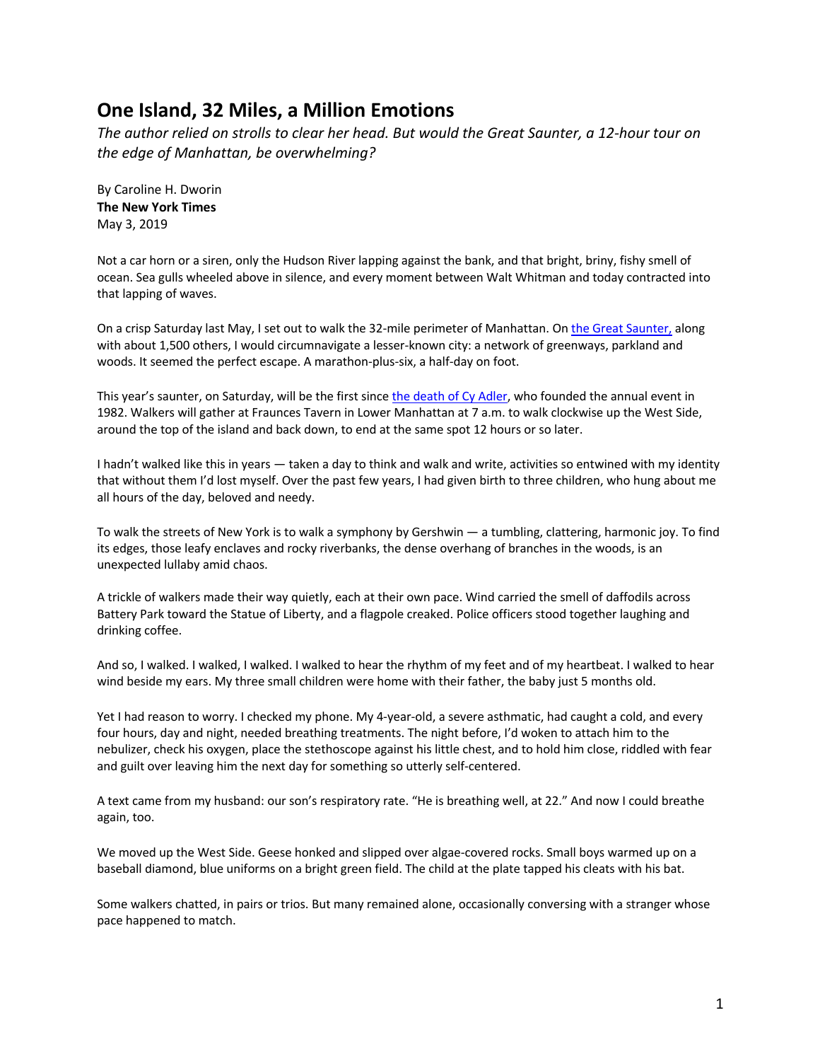# One Island, 32 Miles, a Million Emotions

*The author relied on strolls to clear her head. But would the Great Saunter, a 12-hour tour on the edge of Manhattan, be overwhelming?*

By Caroline H. Dworin
**The New York Times**
May 3, 2019

Not a car horn or a siren, only the Hudson River lapping against the bank, and that bright, briny, fishy smell of ocean. Sea gulls wheeled above in silence, and every moment between Walt Whitman and today contracted into that lapping of waves.

On a crisp Saturday last May, I set out to walk the 32-mile perimeter of Manhattan. On the Great Saunter, along with about 1,500 others, I would circumnavigate a lesser-known city: a network of greenways, parkland and woods. It seemed the perfect escape. A marathon-plus-six, a half-day on foot.

This year's saunter, on Saturday, will be the first since the death of Cy Adler, who founded the annual event in 1982. Walkers will gather at Fraunces Tavern in Lower Manhattan at 7 a.m. to walk clockwise up the West Side, around the top of the island and back down, to end at the same spot 12 hours or so later.

I hadn't walked like this in years — taken a day to think and walk and write, activities so entwined with my identity that without them I'd lost myself. Over the past few years, I had given birth to three children, who hung about me all hours of the day, beloved and needy.

To walk the streets of New York is to walk a symphony by Gershwin — a tumbling, clattering, harmonic joy. To find its edges, those leafy enclaves and rocky riverbanks, the dense overhang of branches in the woods, is an unexpected lullaby amid chaos.

A trickle of walkers made their way quietly, each at their own pace. Wind carried the smell of daffodils across Battery Park toward the Statue of Liberty, and a flagpole creaked. Police officers stood together laughing and drinking coffee.

And so, I walked. I walked, I walked. I walked to hear the rhythm of my feet and of my heartbeat. I walked to hear wind beside my ears. My three small children were home with their father, the baby just 5 months old.

Yet I had reason to worry. I checked my phone. My 4-year-old, a severe asthmatic, had caught a cold, and every four hours, day and night, needed breathing treatments. The night before, I'd woken to attach him to the nebulizer, check his oxygen, place the stethoscope against his little chest, and to hold him close, riddled with fear and guilt over leaving him the next day for something so utterly self-centered.

A text came from my husband: our son's respiratory rate. "He is breathing well, at 22." And now I could breathe again, too.

We moved up the West Side. Geese honked and slipped over algae-covered rocks. Small boys warmed up on a baseball diamond, blue uniforms on a bright green field. The child at the plate tapped his cleats with his bat.

Some walkers chatted, in pairs or trios. But many remained alone, occasionally conversing with a stranger whose pace happened to match.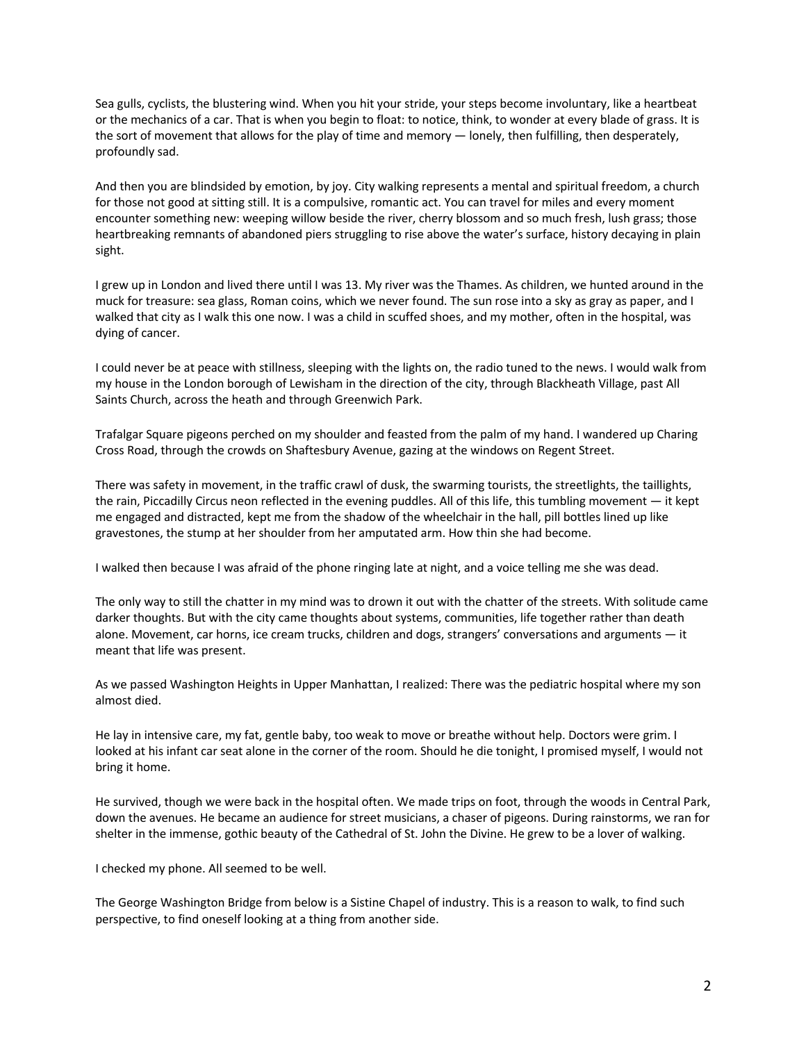Sea gulls, cyclists, the blustering wind. When you hit your stride, your steps become involuntary, like a heartbeat or the mechanics of a car. That is when you begin to float: to notice, think, to wonder at every blade of grass. It is the sort of movement that allows for the play of time and memory — lonely, then fulfilling, then desperately, profoundly sad.

And then you are blindsided by emotion, by joy. City walking represents a mental and spiritual freedom, a church for those not good at sitting still. It is a compulsive, romantic act. You can travel for miles and every moment encounter something new: weeping willow beside the river, cherry blossom and so much fresh, lush grass; those heartbreaking remnants of abandoned piers struggling to rise above the water's surface, history decaying in plain sight.

I grew up in London and lived there until I was 13. My river was the Thames. As children, we hunted around in the muck for treasure: sea glass, Roman coins, which we never found. The sun rose into a sky as gray as paper, and I walked that city as I walk this one now. I was a child in scuffed shoes, and my mother, often in the hospital, was dying of cancer.

I could never be at peace with stillness, sleeping with the lights on, the radio tuned to the news. I would walk from my house in the London borough of Lewisham in the direction of the city, through Blackheath Village, past All Saints Church, across the heath and through Greenwich Park.

Trafalgar Square pigeons perched on my shoulder and feasted from the palm of my hand. I wandered up Charing Cross Road, through the crowds on Shaftesbury Avenue, gazing at the windows on Regent Street.

There was safety in movement, in the traffic crawl of dusk, the swarming tourists, the streetlights, the taillights, the rain, Piccadilly Circus neon reflected in the evening puddles. All of this life, this tumbling movement — it kept me engaged and distracted, kept me from the shadow of the wheelchair in the hall, pill bottles lined up like gravestones, the stump at her shoulder from her amputated arm. How thin she had become.

I walked then because I was afraid of the phone ringing late at night, and a voice telling me she was dead.

The only way to still the chatter in my mind was to drown it out with the chatter of the streets. With solitude came darker thoughts. But with the city came thoughts about systems, communities, life together rather than death alone. Movement, car horns, ice cream trucks, children and dogs, strangers' conversations and arguments — it meant that life was present.

As we passed Washington Heights in Upper Manhattan, I realized: There was the pediatric hospital where my son almost died.

He lay in intensive care, my fat, gentle baby, too weak to move or breathe without help. Doctors were grim. I looked at his infant car seat alone in the corner of the room. Should he die tonight, I promised myself, I would not bring it home.

He survived, though we were back in the hospital often. We made trips on foot, through the woods in Central Park, down the avenues. He became an audience for street musicians, a chaser of pigeons. During rainstorms, we ran for shelter in the immense, gothic beauty of the Cathedral of St. John the Divine. He grew to be a lover of walking.

I checked my phone. All seemed to be well.

The George Washington Bridge from below is a Sistine Chapel of industry. This is a reason to walk, to find such perspective, to find oneself looking at a thing from another side.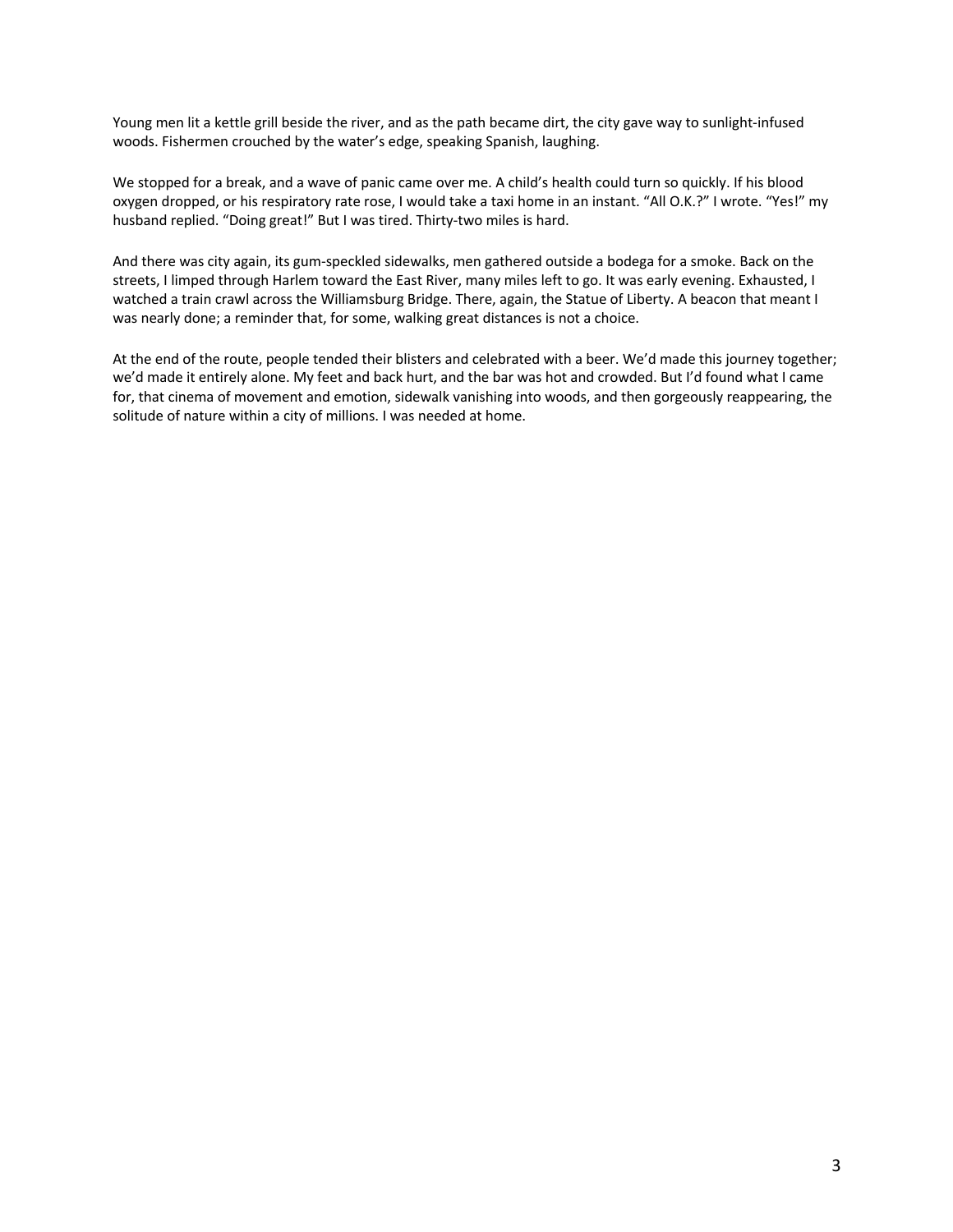Young men lit a kettle grill beside the river, and as the path became dirt, the city gave way to sunlight-infused woods. Fishermen crouched by the water's edge, speaking Spanish, laughing.

We stopped for a break, and a wave of panic came over me. A child's health could turn so quickly. If his blood oxygen dropped, or his respiratory rate rose, I would take a taxi home in an instant. "All O.K.?" I wrote. "Yes!" my husband replied. "Doing great!" But I was tired. Thirty-two miles is hard.

And there was city again, its gum-speckled sidewalks, men gathered outside a bodega for a smoke. Back on the streets, I limped through Harlem toward the East River, many miles left to go. It was early evening. Exhausted, I watched a train crawl across the Williamsburg Bridge. There, again, the Statue of Liberty. A beacon that meant I was nearly done; a reminder that, for some, walking great distances is not a choice.

At the end of the route, people tended their blisters and celebrated with a beer. We'd made this journey together; we'd made it entirely alone. My feet and back hurt, and the bar was hot and crowded. But I'd found what I came for, that cinema of movement and emotion, sidewalk vanishing into woods, and then gorgeously reappearing, the solitude of nature within a city of millions. I was needed at home.